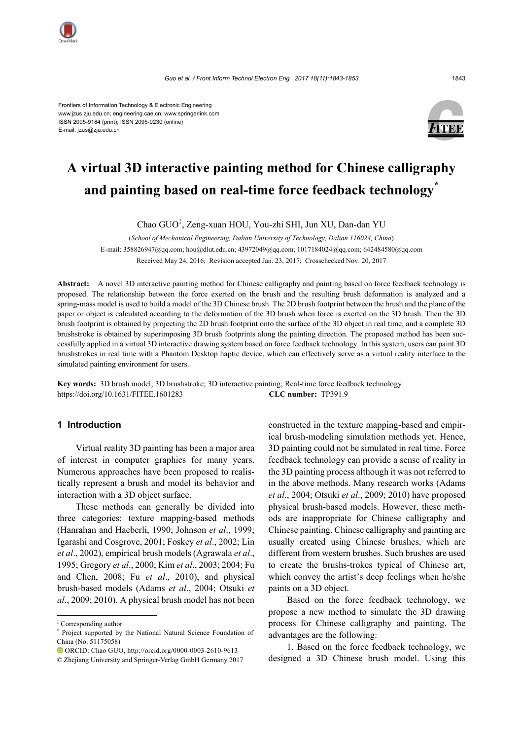Frontiers of Information Technology & Electronic Engineering
www.jzus.zju.edu.cn; engineering.cae.cn; www.springerlink.com
ISSN 2095-9184 (print); ISSN 2095-9230 (online)
E-mail: jzus@zju.edu.cn

# A virtual 3D interactive painting method for Chinese calligraphy and painting based on real-time force feedback technology*

Chao GUO‡, Zeng-xuan HOU, You-zhi SHI, Jun XU, Dan-dan YU

(*School of Mechanical Engineering, Dalian University of Technology, Dalian 116024, China*)

E-mail: 358826947@qq.com; hou@dlut.edu.cn; 43972049@qq.com; 1017184024@qq.com; 642484580@qq.com

Received May 24, 2016; Revision accepted Jan. 23, 2017; Crosschecked Nov. 20, 2017

**Abstract:** A novel 3D interactive painting method for Chinese calligraphy and painting based on force feedback technology is proposed. The relationship between the force exerted on the brush and the resulting brush deformation is analyzed and a spring-mass model is used to build a model of the 3D Chinese brush. The 2D brush footprint between the brush and the plane of the paper or object is calculated according to the deformation of the 3D brush when force is exerted on the 3D brush. Then the 3D brush footprint is obtained by projecting the 2D brush footprint onto the surface of the 3D object in real time, and a complete 3D brushstroke is obtained by superimposing 3D brush footprints along the painting direction. The proposed method has been successfully applied in a virtual 3D interactive drawing system based on force feedback technology. In this system, users can paint 3D brushstrokes in real time with a Phantom Desktop haptic device, which can effectively serve as a virtual reality interface to the simulated painting environment for users.

**Key words:** 3D brush model; 3D brushstroke; 3D interactive painting; Real-time force feedback technology
https://doi.org/10.1631/FITEE.1601283 **CLC number:** TP391.9

## 1 Introduction

Virtual reality 3D painting has been a major area of interest in computer graphics for many years. Numerous approaches have been proposed to realistically represent a brush and model its behavior and interaction with a 3D object surface.

These methods can generally be divided into three categories: texture mapping-based methods (Hanrahan and Haeberli, 1990; Johnson *et al*., 1999; Igarashi and Cosgrove, 2001; Foskey *et al*., 2002; Lin *et al*., 2002), empirical brush models (Agrawala *et al*., 1995; Gregory *et al*., 2000; Kim *et al*., 2003; 2004; Fu and Chen, 2008; Fu *et al*., 2010), and physical brush-based models (Adams *et al*., 2004; Otsuki *et al*., 2009; 2010). A physical brush model has not been constructed in the texture mapping-based and empirical brush-modeling simulation methods yet. Hence, 3D painting could not be simulated in real time. Force feedback technology can provide a sense of reality in the 3D painting process although it was not referred to in the above methods. Many research works (Adams *et al*., 2004; Otsuki *et al*., 2009; 2010) have proposed physical brush-based models. However, these methods are inappropriate for Chinese calligraphy and Chinese painting. Chinese calligraphy and painting are usually created using Chinese brushes, which are different from western brushes. Such brushes are used to create the brushs-trokes typical of Chinese art, which convey the artist's deep feelings when he/she paints on a 3D object.

Based on the force feedback technology, we propose a new method to simulate the 3D drawing process for Chinese calligraphy and painting. The advantages are the following:

1. Based on the force feedback technology, we designed a 3D Chinese brush model. Using this

---

‡ Corresponding author

\* Project supported by the National Natural Science Foundation of China (No. 51175058)

ORCID: Chao GUO, http://orcid.org/0000-0003-2610-9613

© Zhejiang University and Springer-Verlag GmbH Germany 2017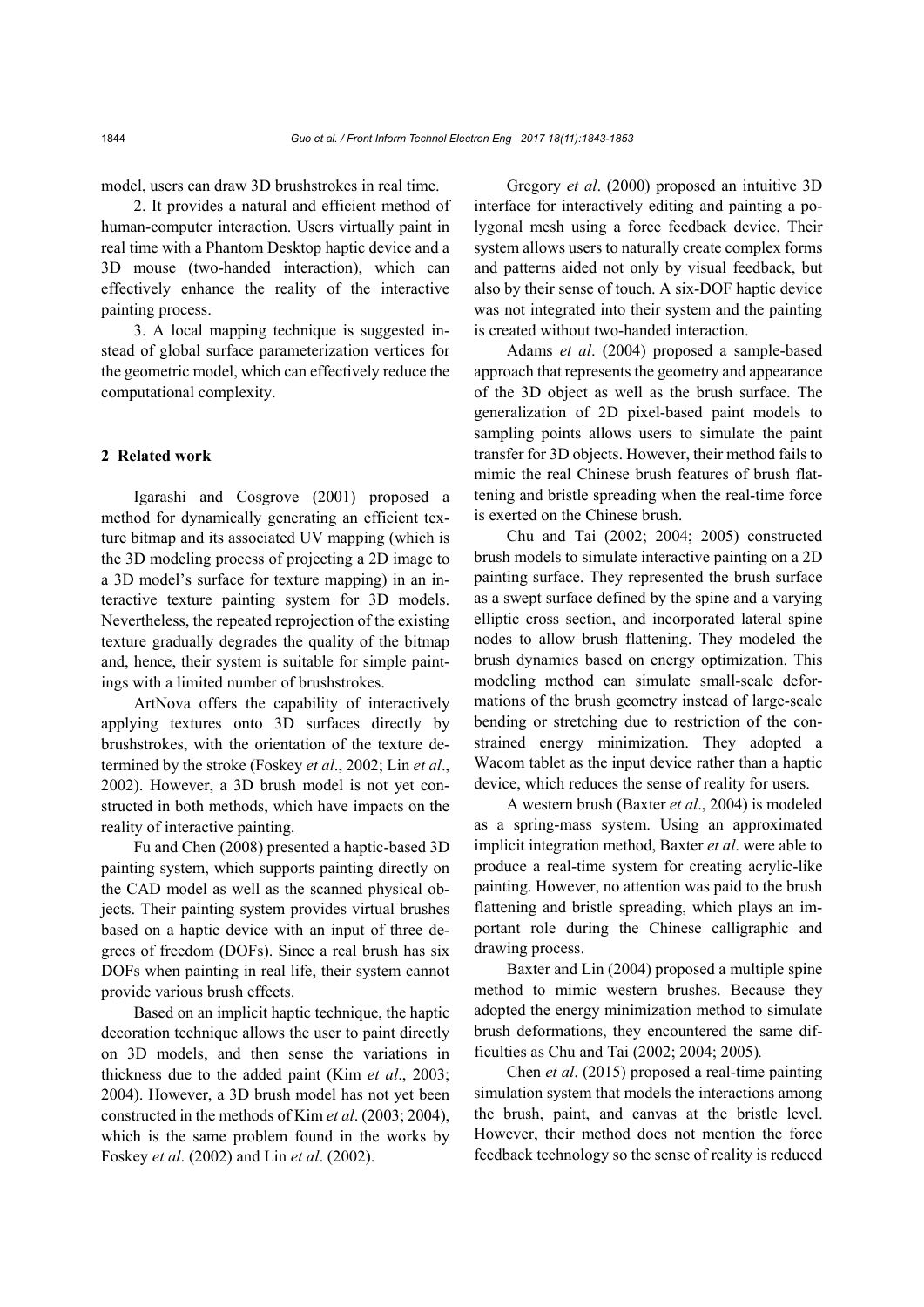model, users can draw 3D brushstrokes in real time.

2. It provides a natural and efficient method of human-computer interaction. Users virtually paint in real time with a Phantom Desktop haptic device and a 3D mouse (two-handed interaction), which can effectively enhance the reality of the interactive painting process.

3. A local mapping technique is suggested instead of global surface parameterization vertices for the geometric model, which can effectively reduce the computational complexity.

## 2 Related work

Igarashi and Cosgrove (2001) proposed a method for dynamically generating an efficient texture bitmap and its associated UV mapping (which is the 3D modeling process of projecting a 2D image to a 3D model's surface for texture mapping) in an interactive texture painting system for 3D models. Nevertheless, the repeated reprojection of the existing texture gradually degrades the quality of the bitmap and, hence, their system is suitable for simple paintings with a limited number of brushstrokes.

ArtNova offers the capability of interactively applying textures onto 3D surfaces directly by brushstrokes, with the orientation of the texture determined by the stroke (Foskey *et al*., 2002; Lin *et al*., 2002). However, a 3D brush model is not yet constructed in both methods, which have impacts on the reality of interactive painting.

Fu and Chen (2008) presented a haptic-based 3D painting system, which supports painting directly on the CAD model as well as the scanned physical objects. Their painting system provides virtual brushes based on a haptic device with an input of three degrees of freedom (DOFs). Since a real brush has six DOFs when painting in real life, their system cannot provide various brush effects.

Based on an implicit haptic technique, the haptic decoration technique allows the user to paint directly on 3D models, and then sense the variations in thickness due to the added paint (Kim *et al*., 2003; 2004). However, a 3D brush model has not yet been constructed in the methods of Kim *et al*. (2003; 2004), which is the same problem found in the works by Foskey *et al*. (2002) and Lin *et al*. (2002).

Gregory *et al*. (2000) proposed an intuitive 3D interface for interactively editing and painting a polygonal mesh using a force feedback device. Their system allows users to naturally create complex forms and patterns aided not only by visual feedback, but also by their sense of touch. A six-DOF haptic device was not integrated into their system and the painting is created without two-handed interaction.

Adams *et al*. (2004) proposed a sample-based approach that represents the geometry and appearance of the 3D object as well as the brush surface. The generalization of 2D pixel-based paint models to sampling points allows users to simulate the paint transfer for 3D objects. However, their method fails to mimic the real Chinese brush features of brush flattening and bristle spreading when the real-time force is exerted on the Chinese brush.

Chu and Tai (2002; 2004; 2005) constructed brush models to simulate interactive painting on a 2D painting surface. They represented the brush surface as a swept surface defined by the spine and a varying elliptic cross section, and incorporated lateral spine nodes to allow brush flattening. They modeled the brush dynamics based on energy optimization. This modeling method can simulate small-scale deformations of the brush geometry instead of large-scale bending or stretching due to restriction of the constrained energy minimization. They adopted a Wacom tablet as the input device rather than a haptic device, which reduces the sense of reality for users.

A western brush (Baxter *et al*., 2004) is modeled as a spring-mass system. Using an approximated implicit integration method, Baxter *et al*. were able to produce a real-time system for creating acrylic-like painting. However, no attention was paid to the brush flattening and bristle spreading, which plays an important role during the Chinese calligraphic and drawing process.

Baxter and Lin (2004) proposed a multiple spine method to mimic western brushes. Because they adopted the energy minimization method to simulate brush deformations, they encountered the same difficulties as Chu and Tai (2002; 2004; 2005).

Chen *et al*. (2015) proposed a real-time painting simulation system that models the interactions among the brush, paint, and canvas at the bristle level. However, their method does not mention the force feedback technology so the sense of reality is reduced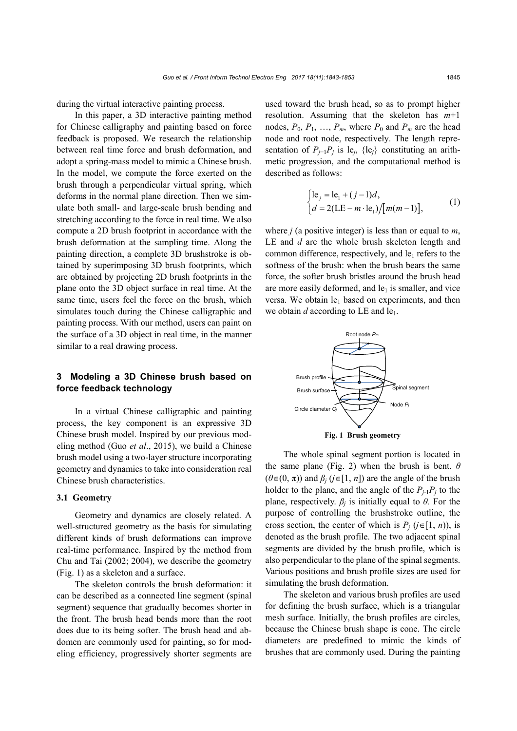during the virtual interactive painting process.

In this paper, a 3D interactive painting method for Chinese calligraphy and painting based on force feedback is proposed. We research the relationship between real time force and brush deformation, and adopt a spring-mass model to mimic a Chinese brush. In the model, we compute the force exerted on the brush through a perpendicular virtual spring, which deforms in the normal plane direction. Then we simulate both small- and large-scale brush bending and stretching according to the force in real time. We also compute a 2D brush footprint in accordance with the brush deformation at the sampling time. Along the painting direction, a complete 3D brushstroke is obtained by superimposing 3D brush footprints, which are obtained by projecting 2D brush footprints in the plane onto the 3D object surface in real time. At the same time, users feel the force on the brush, which simulates touch during the Chinese calligraphic and painting process. With our method, users can paint on the surface of a 3D object in real time, in the manner similar to a real drawing process.

## 3 Modeling a 3D Chinese brush based on force feedback technology

In a virtual Chinese calligraphic and painting process, the key component is an expressive 3D Chinese brush model. Inspired by our previous modeling method (Guo *et al*., 2015), we build a Chinese brush model using a two-layer structure incorporating geometry and dynamics to take into consideration real Chinese brush characteristics.

### 3.1 Geometry

Geometry and dynamics are closely related. A well-structured geometry as the basis for simulating different kinds of brush deformations can improve real-time performance. Inspired by the method from Chu and Tai (2002; 2004), we describe the geometry (Fig. 1) as a skeleton and a surface.

The skeleton controls the brush deformation: it can be described as a connected line segment (spinal segment) sequence that gradually becomes shorter in the front. The brush head bends more than the root does due to its being softer. The brush head and abdomen are commonly used for painting, so for modeling efficiency, progressively shorter segments are used toward the brush head, so as to prompt higher resolution. Assuming that the skeleton has $m$+1 nodes, $P_0$, $P_1$, …, $P_m$, where $P_0$ and $P_m$ are the head node and root node, respectively. The length representation of $P_{j-1}P_j$ is $\mathrm{le}_j$, $\{\mathrm{le}_j\}$ constituting an arithmetic progression, and the computational method is described as follows:

$$
\begin{cases}
\mathrm{le}_j = \mathrm{le}_1 + (j-1)d, \\
d = 2(\mathrm{LE} - m \cdot \mathrm{le}_1)\big/\big[m(m-1)\big],
\end{cases}
\tag{1}
$$

where $j$ (a positive integer) is less than or equal to $m$, LE and $d$ are the whole brush skeleton length and common difference, respectively, and $\mathrm{le}_1$ refers to the softness of the brush: when the brush bears the same force, the softer brush bristles around the brush head are more easily deformed, and $\mathrm{le}_1$ is smaller, and vice versa. We obtain $\mathrm{le}_1$ based on experiments, and then we obtain $d$ according to LE and $\mathrm{le}_1$.

Root node $P_m$

Brush profile

Brush surface

Spinal segment

Node $P_j$

Circle diameter $C_j$

**Fig. 1 Brush geometry**

The whole spinal segment portion is located in the same plane (Fig. 2) when the brush is bent. $\theta$ ($\theta\in(0, \pi)$) and $\beta_j$ ($j\in[1, n]$) are the angle of the brush holder to the plane, and the angle of the $P_{j-1}P_j$ to the plane, respectively. $\beta_j$ is initially equal to $\theta$. For the purpose of controlling the brushstroke outline, the cross section, the center of which is $P_j$ ($j\in[1, n)$), is denoted as the brush profile. The two adjacent spinal segments are divided by the brush profile, which is also perpendicular to the plane of the spinal segments. Various positions and brush profile sizes are used for simulating the brush deformation.

The skeleton and various brush profiles are used for defining the brush surface, which is a triangular mesh surface. Initially, the brush profiles are circles, because the Chinese brush shape is cone. The circle diameters are predefined to mimic the kinds of brushes that are commonly used. During the painting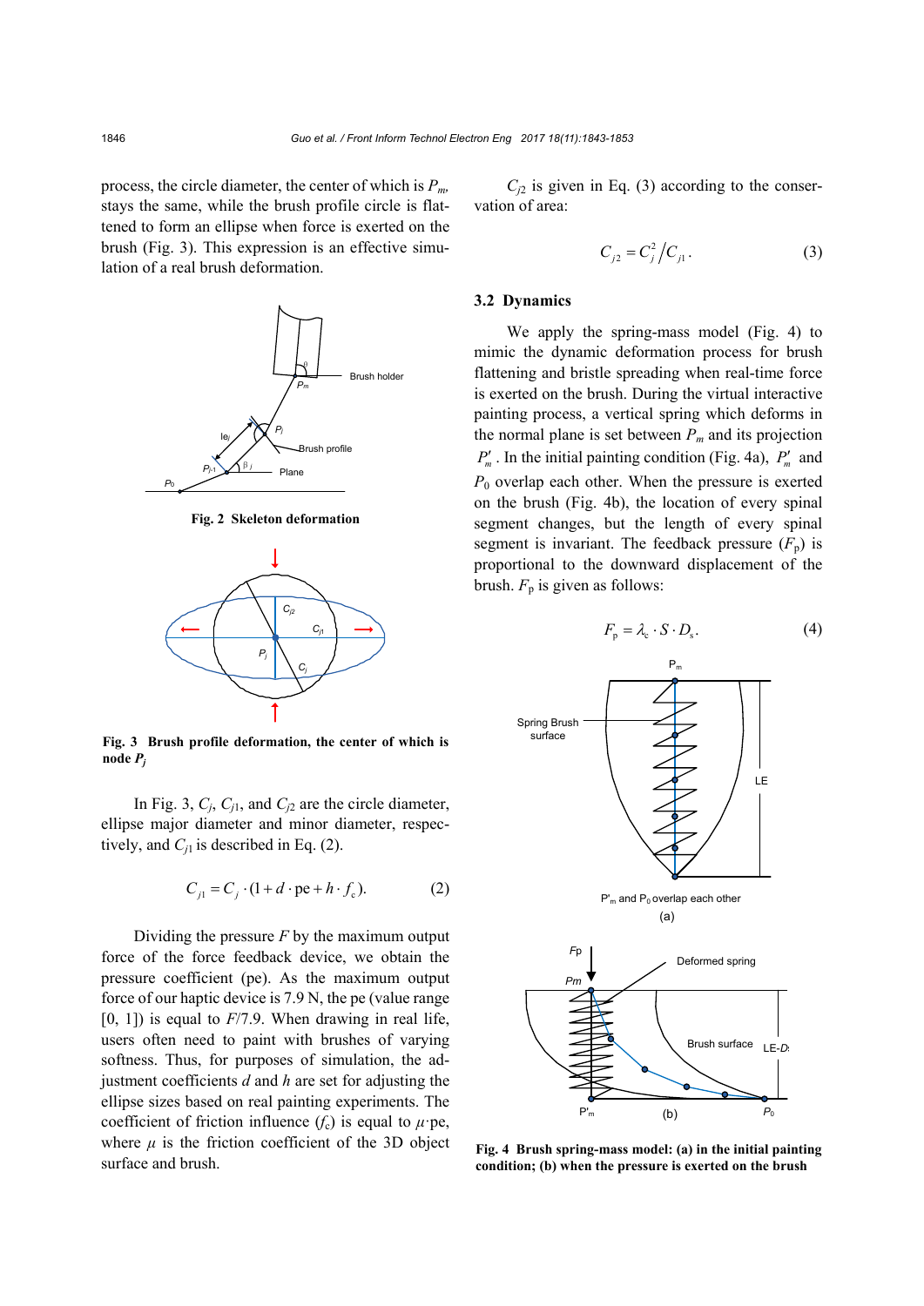process, the circle diameter, the center of which is $P_m$, stays the same, while the brush profile circle is flattened to form an ellipse when force is exerted on the brush (Fig. 3). This expression is an effective simulation of a real brush deformation.

**Fig. 2 Skeleton deformation**

**Fig. 3 Brush profile deformation, the center of which is node $P_j$**

In Fig. 3, $C_j$, $C_{j1}$, and $C_{j2}$ are the circle diameter, ellipse major diameter and minor diameter, respectively, and $C_{j1}$ is described in Eq. (2).

$$C_{j1} = C_j \cdot (1 + d \cdot \text{pe} + h \cdot f_c). \tag{2}$$

Dividing the pressure $F$ by the maximum output force of the force feedback device, we obtain the pressure coefficient (pe). As the maximum output force of our haptic device is 7.9 N, the pe (value range [0, 1]) is equal to $F$/7.9. When drawing in real life, users often need to paint with brushes of varying softness. Thus, for purposes of simulation, the adjustment coefficients $d$ and $h$ are set for adjusting the ellipse sizes based on real painting experiments. The coefficient of friction influence ($f_c$) is equal to $\mu$·pe, where $\mu$ is the friction coefficient of the 3D object surface and brush.

$C_{j2}$ is given in Eq. (3) according to the conservation of area:

$$C_{j2} = C_j^2 / C_{j1}. \tag{3}$$

### 3.2 Dynamics

We apply the spring-mass model (Fig. 4) to mimic the dynamic deformation process for brush flattening and bristle spreading when real-time force is exerted on the brush. During the virtual interactive painting process, a vertical spring which deforms in the normal plane is set between $P_m$ and its projection $P_m'$. In the initial painting condition (Fig. 4a), $P_m'$ and $P_0$ overlap each other. When the pressure is exerted on the brush (Fig. 4b), the location of every spinal segment changes, but the length of every spinal segment is invariant. The feedback pressure ($F_p$) is proportional to the downward displacement of the brush. $F_p$ is given as follows:

$$F_p = \lambda_c \cdot S \cdot D_s. \tag{4}$$

**Fig. 4 Brush spring-mass model: (a) in the initial painting condition; (b) when the pressure is exerted on the brush**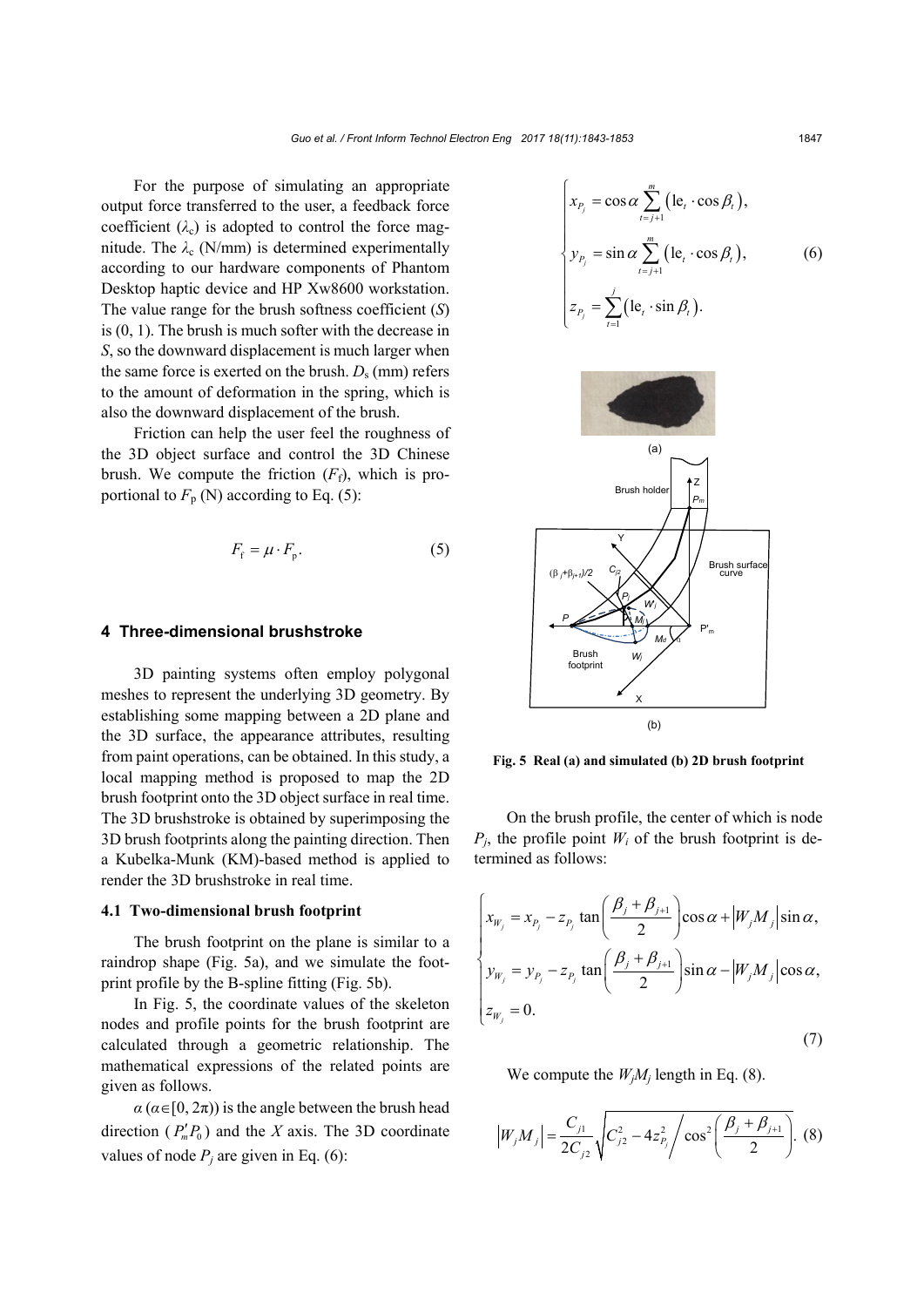For the purpose of simulating an appropriate output force transferred to the user, a feedback force coefficient ($\lambda_c$) is adopted to control the force magnitude. The $\lambda_c$ (N/mm) is determined experimentally according to our hardware components of Phantom Desktop haptic device and HP Xw8600 workstation. The value range for the brush softness coefficient ($S$) is (0, 1). The brush is much softer with the decrease in $S$, so the downward displacement is much larger when the same force is exerted on the brush. $D_s$ (mm) refers to the amount of deformation in the spring, which is also the downward displacement of the brush.

Friction can help the user feel the roughness of the 3D object surface and control the 3D Chinese brush. We compute the friction ($F_f$), which is proportional to $F_p$ (N) according to Eq. (5):

$$F_f = \mu \cdot F_p. \tag{5}$$

## 4 Three-dimensional brushstroke

3D painting systems often employ polygonal meshes to represent the underlying 3D geometry. By establishing some mapping between a 2D plane and the 3D surface, the appearance attributes, resulting from paint operations, can be obtained. In this study, a local mapping method is proposed to map the 2D brush footprint onto the 3D object surface in real time. The 3D brushstroke is obtained by superimposing the 3D brush footprints along the painting direction. Then a Kubelka-Munk (KM)-based method is applied to render the 3D brushstroke in real time.

### 4.1 Two-dimensional brush footprint

The brush footprint on the plane is similar to a raindrop shape (Fig. 5a), and we simulate the footprint profile by the B-spline fitting (Fig. 5b).

In Fig. 5, the coordinate values of the skeleton nodes and profile points for the brush footprint are calculated through a geometric relationship. The mathematical expressions of the related points are given as follows.

$\alpha$ ($\alpha \in [0, 2\pi)$) is the angle between the brush head direction ($P'_m P_0$) and the $X$ axis. The 3D coordinate values of node $P_j$ are given in Eq. (6):

$$\begin{cases} x_{P_j} = \cos\alpha \sum\limits_{t=j+1}^{m} \left(\mathrm{le}_t \cdot \cos\beta_t\right), \\ y_{P_j} = \sin\alpha \sum\limits_{t=j+1}^{m} \left(\mathrm{le}_t \cdot \cos\beta_t\right), \\ z_{P_j} = \sum\limits_{t=1}^{j} \left(\mathrm{le}_t \cdot \sin\beta_t\right). \end{cases} \tag{6}$$

Fig. 5 Real (a) and simulated (b) 2D brush footprint

On the brush profile, the center of which is node $P_j$, the profile point $W_i$ of the brush footprint is determined as follows:

$$\begin{cases} x_{W_j} = x_{P_j} - z_{P_j} \tan\left(\dfrac{\beta_j + \beta_{j+1}}{2}\right)\cos\alpha + \left|W_j M_j\right| \sin\alpha, \\ y_{W_j} = y_{P_j} - z_{P_j} \tan\left(\dfrac{\beta_j + \beta_{j+1}}{2}\right)\sin\alpha - \left|W_j M_j\right| \cos\alpha, \\ z_{W_j} = 0. \end{cases} \tag{7}$$

We compute the $W_jM_j$ length in Eq. (8).

$$\left|W_j M_j\right| = \frac{C_{j1}}{2C_{j2}} \sqrt{C_{j2}^2 - 4z_{P_j}^2 \Big/ \cos^2\left(\frac{\beta_j + \beta_{j+1}}{2}\right)}. \tag{8}$$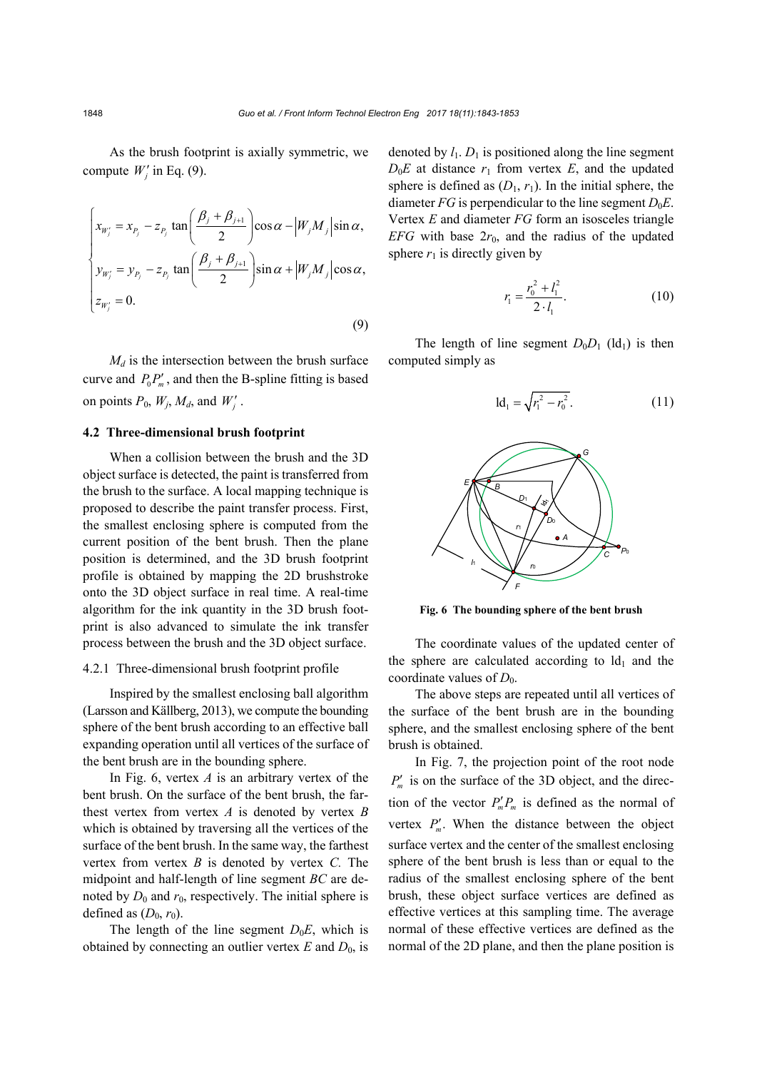As the brush footprint is axially symmetric, we compute $W'_j$ in Eq. (9).

$$\begin{cases} x_{W'_j} = x_{P_j} - z_{P_j} \tan\left(\dfrac{\beta_j + \beta_{j+1}}{2}\right)\cos\alpha - \left|W_j M_j\right|\sin\alpha, \\ y_{W'_j} = y_{P_j} - z_{P_j} \tan\left(\dfrac{\beta_j + \beta_{j+1}}{2}\right)\sin\alpha + \left|W_j M_j\right|\cos\alpha, \\ z_{W'_j} = 0. \end{cases} \tag{9}$$

$M_d$ is the intersection between the brush surface curve and $P_0P'_m$, and then the B-spline fitting is based on points $P_0$, $W_j$, $M_d$, and $W'_j$.

### 4.2 Three-dimensional brush footprint

When a collision between the brush and the 3D object surface is detected, the paint is transferred from the brush to the surface. A local mapping technique is proposed to describe the paint transfer process. First, the smallest enclosing sphere is computed from the current position of the bent brush. Then the plane position is determined, and the 3D brush footprint profile is obtained by mapping the 2D brushstroke onto the 3D object surface in real time. A real-time algorithm for the ink quantity in the 3D brush footprint is also advanced to simulate the ink transfer process between the brush and the 3D object surface.

#### 4.2.1 Three-dimensional brush footprint profile

Inspired by the smallest enclosing ball algorithm (Larsson and Källberg, 2013), we compute the bounding sphere of the bent brush according to an effective ball expanding operation until all vertices of the surface of the bent brush are in the bounding sphere.

In Fig. 6, vertex $A$ is an arbitrary vertex of the bent brush. On the surface of the bent brush, the farthest vertex from vertex $A$ is denoted by vertex $B$ which is obtained by traversing all the vertices of the surface of the bent brush. In the same way, the farthest vertex from vertex $B$ is denoted by vertex $C$. The midpoint and half-length of line segment $BC$ are denoted by $D_0$ and $r_0$, respectively. The initial sphere is defined as ($D_0$, $r_0$).

The length of the line segment $D_0E$, which is obtained by connecting an outlier vertex $E$ and $D_0$, is denoted by $l_1$. $D_1$ is positioned along the line segment $D_0E$ at distance $r_1$ from vertex $E$, and the updated sphere is defined as ($D_1$, $r_1$). In the initial sphere, the diameter $FG$ is perpendicular to the line segment $D_0E$. Vertex $E$ and diameter $FG$ form an isosceles triangle $EFG$ with base $2r_0$, and the radius of the updated sphere $r_1$ is directly given by

$$r_1 = \frac{r_0^2 + l_1^2}{2 \cdot l_1}. \tag{10}$$

The length of line segment $D_0D_1$ ($\mathrm{ld}_1$) is then computed simply as

$$\mathrm{ld}_1 = \sqrt{r_1^2 - r_0^2}. \tag{11}$$

**Fig. 6 The bounding sphere of the bent brush**

The coordinate values of the updated center of the sphere are calculated according to $\mathrm{ld}_1$ and the coordinate values of $D_0$.

The above steps are repeated until all vertices of the surface of the bent brush are in the bounding sphere, and the smallest enclosing sphere of the bent brush is obtained.

In Fig. 7, the projection point of the root node $P'_m$ is on the surface of the 3D object, and the direction of the vector $P'_mP_m$ is defined as the normal of vertex $P'_m$. When the distance between the object surface vertex and the center of the smallest enclosing sphere of the bent brush is less than or equal to the radius of the smallest enclosing sphere of the bent brush, these object surface vertices are defined as effective vertices at this sampling time. The average normal of these effective vertices are defined as the normal of the 2D plane, and then the plane position is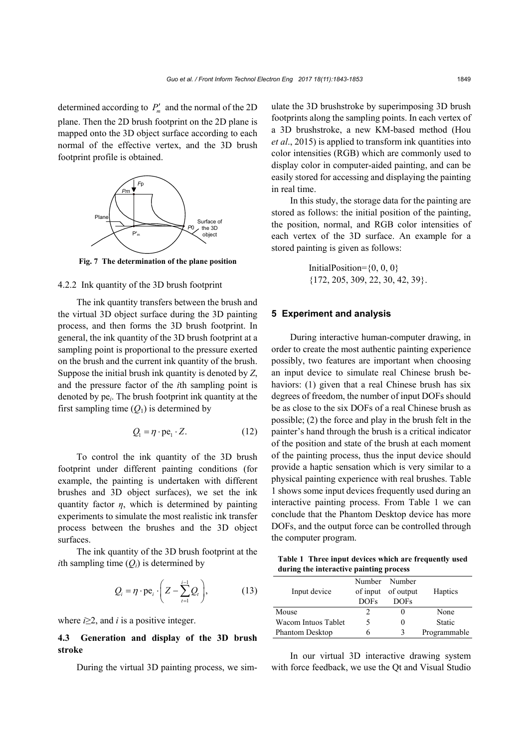determined according to $P'_m$ and the normal of the 2D plane. Then the 2D brush footprint on the 2D plane is mapped onto the 3D object surface according to each normal of the effective vertex, and the 3D brush footprint profile is obtained.

**Fig. 7 The determination of the plane position**

#### 4.2.2 Ink quantity of the 3D brush footprint

The ink quantity transfers between the brush and the virtual 3D object surface during the 3D painting process, and then forms the 3D brush footprint. In general, the ink quantity of the 3D brush footprint at a sampling point is proportional to the pressure exerted on the brush and the current ink quantity of the brush. Suppose the initial brush ink quantity is denoted by $Z$, and the pressure factor of the $i$th sampling point is denoted by $\mathrm{pe}_i$. The brush footprint ink quantity at the first sampling time ($Q_1$) is determined by

$$Q_1 = \eta \cdot \mathrm{pe}_1 \cdot Z. \tag{12}$$

To control the ink quantity of the 3D brush footprint under different painting conditions (for example, the painting is undertaken with different brushes and 3D object surfaces), we set the ink quantity factor $\eta$, which is determined by painting experiments to simulate the most realistic ink transfer process between the brushes and the 3D object surfaces.

The ink quantity of the 3D brush footprint at the $i$th sampling time ($Q_i$) is determined by

$$Q_i = \eta \cdot \mathrm{pe}_i \cdot \left( Z - \sum_{t=1}^{i-1} Q_t \right), \tag{13}$$

where $i \geq 2$, and $i$ is a positive integer.

### 4.3 Generation and display of the 3D brush stroke

During the virtual 3D painting process, we simulate the 3D brushstroke by superimposing 3D brush footprints along the sampling points. In each vertex of a 3D brushstroke, a new KM-based method (Hou *et al*., 2015) is applied to transform ink quantities into color intensities (RGB) which are commonly used to display color in computer-aided painting, and can be easily stored for accessing and displaying the painting in real time.

In this study, the storage data for the painting are stored as follows: the initial position of the painting, the position, normal, and RGB color intensities of each vertex of the 3D surface. An example for a stored painting is given as follows:

InitialPosition={0, 0, 0}
{172, 205, 309, 22, 30, 42, 39}.

## 5 Experiment and analysis

During interactive human-computer drawing, in order to create the most authentic painting experience possibly, two features are important when choosing an input device to simulate real Chinese brush behaviors: (1) given that a real Chinese brush has six degrees of freedom, the number of input DOFs should be as close to the six DOFs of a real Chinese brush as possible; (2) the force and play in the brush felt in the painter's hand through the brush is a critical indicator of the position and state of the brush at each moment of the painting process, thus the input device should provide a haptic sensation which is very similar to a physical painting experience with real brushes. Table 1 shows some input devices frequently used during an interactive painting process. From Table 1 we can conclude that the Phantom Desktop device has more DOFs, and the output force can be controlled through the computer program.

**Table 1 Three input devices which are frequently used during the interactive painting process**

| Input device | Number of input DOFs | Number of output DOFs | Haptics |
|---|---|---|---|
| Mouse | 2 | 0 | None |
| Wacom Intuos Tablet | 5 | 0 | Static |
| Phantom Desktop | 6 | 3 | Programmable |

In our virtual 3D interactive drawing system with force feedback, we use the Qt and Visual Studio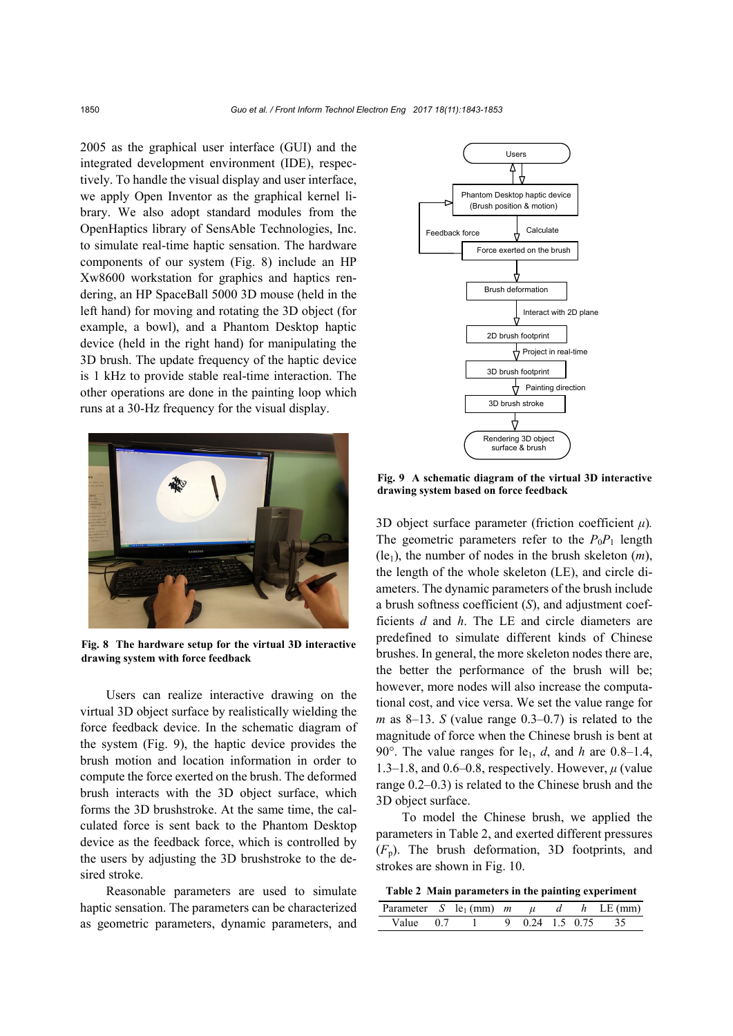2005 as the graphical user interface (GUI) and the integrated development environment (IDE), respectively. To handle the visual display and user interface, we apply Open Inventor as the graphical kernel library. We also adopt standard modules from the OpenHaptics library of SensAble Technologies, Inc. to simulate real-time haptic sensation. The hardware components of our system (Fig. 8) include an HP Xw8600 workstation for graphics and haptics rendering, an HP SpaceBall 5000 3D mouse (held in the left hand) for moving and rotating the 3D object (for example, a bowl), and a Phantom Desktop haptic device (held in the right hand) for manipulating the 3D brush. The update frequency of the haptic device is 1 kHz to provide stable real-time interaction. The other operations are done in the painting loop which runs at a 30-Hz frequency for the visual display.

**Fig. 8 The hardware setup for the virtual 3D interactive drawing system with force feedback**

Users can realize interactive drawing on the virtual 3D object surface by realistically wielding the force feedback device. In the schematic diagram of the system (Fig. 9), the haptic device provides the brush motion and location information in order to compute the force exerted on the brush. The deformed brush interacts with the 3D object surface, which forms the 3D brushstroke. At the same time, the calculated force is sent back to the Phantom Desktop device as the feedback force, which is controlled by the users by adjusting the 3D brushstroke to the desired stroke.

Reasonable parameters are used to simulate haptic sensation. The parameters can be characterized as geometric parameters, dynamic parameters, and

**Fig. 9 A schematic diagram of the virtual 3D interactive drawing system based on force feedback**

3D object surface parameter (friction coefficient $\mu$). The geometric parameters refer to the $P_0P_1$ length ($\mathrm{le}_1$), the number of nodes in the brush skeleton ($m$), the length of the whole skeleton (LE), and circle diameters. The dynamic parameters of the brush include a brush softness coefficient ($S$), and adjustment coefficients $d$ and $h$. The LE and circle diameters are predefined to simulate different kinds of Chinese brushes. In general, the more skeleton nodes there are, the better the performance of the brush will be; however, more nodes will also increase the computational cost, and vice versa. We set the value range for $m$ as 8–13. $S$ (value range 0.3–0.7) is related to the magnitude of force when the Chinese brush is bent at 90°. The value ranges for $\mathrm{le}_1$, $d$, and $h$ are 0.8–1.4, 1.3–1.8, and 0.6–0.8, respectively. However, $\mu$ (value range 0.2–0.3) is related to the Chinese brush and the 3D object surface.

To model the Chinese brush, we applied the parameters in Table 2, and exerted different pressures ($F_\mathrm{p}$). The brush deformation, 3D footprints, and strokes are shown in Fig. 10.

**Table 2 Main parameters in the painting experiment**

| Parameter | $S$ | $\mathrm{le}_1$ (mm) | $m$ | $\mu$ | $d$ | $h$ | LE (mm) |
|---|---|---|---|---|---|---|---|
| Value | 0.7 | 1 | 9 | 0.24 | 1.5 | 0.75 | 35 |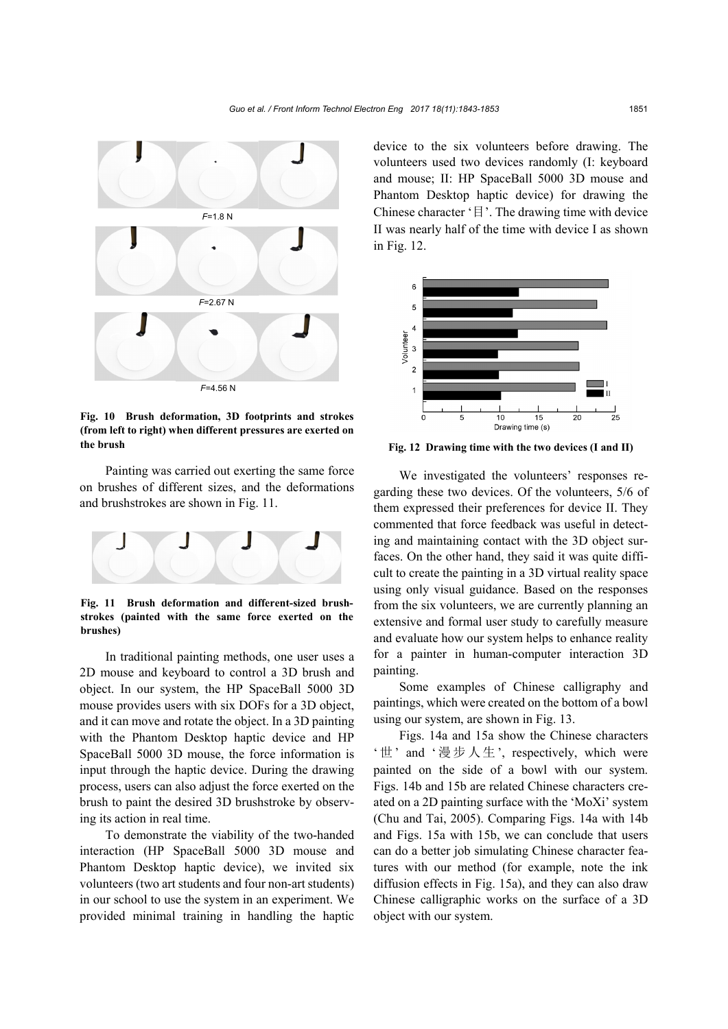F=1.8 N

F=2.67 N

F=4.56 N

**Fig. 10 Brush deformation, 3D footprints and strokes (from left to right) when different pressures are exerted on the brush**

Painting was carried out exerting the same force on brushes of different sizes, and the deformations and brushstrokes are shown in Fig. 11.

**Fig. 11 Brush deformation and different-sized brushstrokes (painted with the same force exerted on the brushes)**

In traditional painting methods, one user uses a 2D mouse and keyboard to control a 3D brush and object. In our system, the HP SpaceBall 5000 3D mouse provides users with six DOFs for a 3D object, and it can move and rotate the object. In a 3D painting with the Phantom Desktop haptic device and HP SpaceBall 5000 3D mouse, the force information is input through the haptic device. During the drawing process, users can also adjust the force exerted on the brush to paint the desired 3D brushstroke by observing its action in real time.

To demonstrate the viability of the two-handed interaction (HP SpaceBall 5000 3D mouse and Phantom Desktop haptic device), we invited six volunteers (two art students and four non-art students) in our school to use the system in an experiment. We provided minimal training in handling the haptic device to the six volunteers before drawing. The volunteers used two devices randomly (I: keyboard and mouse; II: HP SpaceBall 5000 3D mouse and Phantom Desktop haptic device) for drawing the Chinese character '目'. The drawing time with device II was nearly half of the time with device I as shown in Fig. 12.

**Fig. 12 Drawing time with the two devices (I and II)**

We investigated the volunteers' responses regarding these two devices. Of the volunteers, 5/6 of them expressed their preferences for device II. They commented that force feedback was useful in detecting and maintaining contact with the 3D object surfaces. On the other hand, they said it was quite difficult to create the painting in a 3D virtual reality space using only visual guidance. Based on the responses from the six volunteers, we are currently planning an extensive and formal user study to carefully measure and evaluate how our system helps to enhance reality for a painter in human-computer interaction 3D painting.

Some examples of Chinese calligraphy and paintings, which were created on the bottom of a bowl using our system, are shown in Fig. 13.

Figs. 14a and 15a show the Chinese characters '世' and '漫步人生', respectively, which were painted on the side of a bowl with our system. Figs. 14b and 15b are related Chinese characters created on a 2D painting surface with the 'MoXi' system (Chu and Tai, 2005). Comparing Figs. 14a with 14b and Figs. 15a with 15b, we can conclude that users can do a better job simulating Chinese character features with our method (for example, note the ink diffusion effects in Fig. 15a), and they can also draw Chinese calligraphic works on the surface of a 3D object with our system.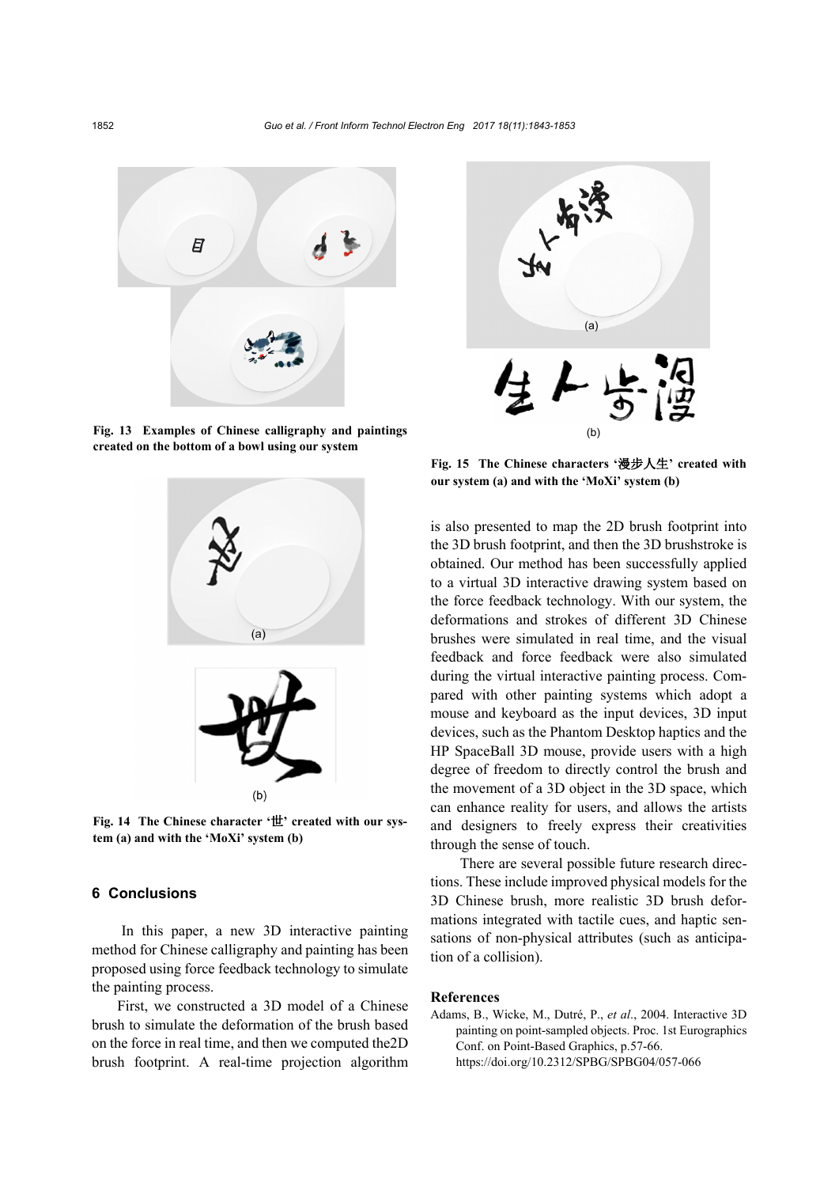Fig. 13 Examples of Chinese calligraphy and paintings created on the bottom of a bowl using our system

Fig. 14 The Chinese character '世' created with our system (a) and with the 'MoXi' system (b)

## 6 Conclusions

In this paper, a new 3D interactive painting method for Chinese calligraphy and painting has been proposed using force feedback technology to simulate the painting process.

First, we constructed a 3D model of a Chinese brush to simulate the deformation of the brush based on the force in real time, and then we computed the2D brush footprint. A real-time projection algorithm is also presented to map the 2D brush footprint into the 3D brush footprint, and then the 3D brushstroke is obtained. Our method has been successfully applied to a virtual 3D interactive drawing system based on the force feedback technology. With our system, the deformations and strokes of different 3D Chinese brushes were simulated in real time, and the visual feedback and force feedback were also simulated during the virtual interactive painting process. Compared with other painting systems which adopt a mouse and keyboard as the input devices, 3D input devices, such as the Phantom Desktop haptics and the HP SpaceBall 3D mouse, provide users with a high degree of freedom to directly control the brush and the movement of a 3D object in the 3D space, which can enhance reality for users, and allows the artists and designers to freely express their creativities through the sense of touch.

There are several possible future research directions. These include improved physical models for the 3D Chinese brush, more realistic 3D brush deformations integrated with tactile cues, and haptic sensations of non-physical attributes (such as anticipation of a collision).

Fig. 15 The Chinese characters '漫步人生' created with our system (a) and with the 'MoXi' system (b)

## References

Adams, B., Wicke, M., Dutré, P., *et al*., 2004. Interactive 3D painting on point-sampled objects. Proc. 1st Eurographics Conf. on Point-Based Graphics, p.57-66. https://doi.org/10.2312/SPBG/SPBG04/057-066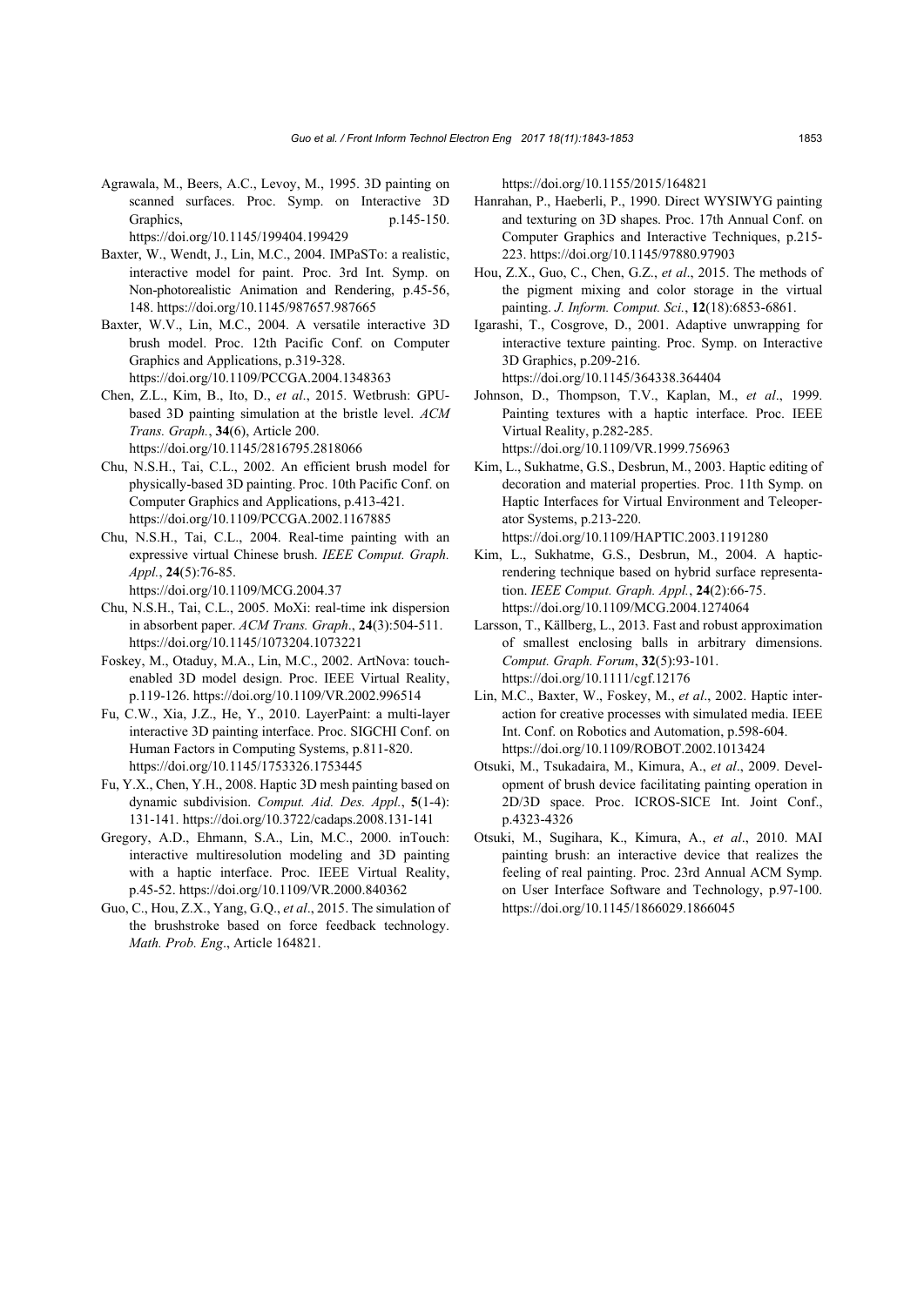Agrawala, M., Beers, A.C., Levoy, M., 1995. 3D painting on scanned surfaces. Proc. Symp. on Interactive 3D Graphics, p.145-150. https://doi.org/10.1145/199404.199429

Baxter, W., Wendt, J., Lin, M.C., 2004. IMPaSTo: a realistic, interactive model for paint. Proc. 3rd Int. Symp. on Non-photorealistic Animation and Rendering, p.45-56, 148. https://doi.org/10.1145/987657.987665

Baxter, W.V., Lin, M.C., 2004. A versatile interactive 3D brush model. Proc. 12th Pacific Conf. on Computer Graphics and Applications, p.319-328. https://doi.org/10.1109/PCCGA.2004.1348363

Chen, Z.L., Kim, B., Ito, D., *et al*., 2015. Wetbrush: GPU-based 3D painting simulation at the bristle level. *ACM Trans. Graph.*, **34**(6), Article 200. https://doi.org/10.1145/2816795.2818066

Chu, N.S.H., Tai, C.L., 2002. An efficient brush model for physically-based 3D painting. Proc. 10th Pacific Conf. on Computer Graphics and Applications, p.413-421. https://doi.org/10.1109/PCCGA.2002.1167885

Chu, N.S.H., Tai, C.L., 2004. Real-time painting with an expressive virtual Chinese brush. *IEEE Comput. Graph. Appl.*, **24**(5):76-85. https://doi.org/10.1109/MCG.2004.37

Chu, N.S.H., Tai, C.L., 2005. MoXi: real-time ink dispersion in absorbent paper. *ACM Trans. Graph*., **24**(3):504-511. https://doi.org/10.1145/1073204.1073221

Foskey, M., Otaduy, M.A., Lin, M.C., 2002. ArtNova: touch-enabled 3D model design. Proc. IEEE Virtual Reality, p.119-126. https://doi.org/10.1109/VR.2002.996514

Fu, C.W., Xia, J.Z., He, Y., 2010. LayerPaint: a multi-layer interactive 3D painting interface. Proc. SIGCHI Conf. on Human Factors in Computing Systems, p.811-820. https://doi.org/10.1145/1753326.1753445

Fu, Y.X., Chen, Y.H., 2008. Haptic 3D mesh painting based on dynamic subdivision. *Comput. Aid. Des. Appl.*, **5**(1-4): 131-141. https://doi.org/10.3722/cadaps.2008.131-141

Gregory, A.D., Ehmann, S.A., Lin, M.C., 2000. inTouch: interactive multiresolution modeling and 3D painting with a haptic interface. Proc. IEEE Virtual Reality, p.45-52. https://doi.org/10.1109/VR.2000.840362

Guo, C., Hou, Z.X., Yang, G.Q., *et al*., 2015. The simulation of the brushstroke based on force feedback technology. *Math. Prob. Eng*., Article 164821. https://doi.org/10.1155/2015/164821

Hanrahan, P., Haeberli, P., 1990. Direct WYSIWYG painting and texturing on 3D shapes. Proc. 17th Annual Conf. on Computer Graphics and Interactive Techniques, p.215-223. https://doi.org/10.1145/97880.97903

Hou, Z.X., Guo, C., Chen, G.Z., *et al*., 2015. The methods of the pigment mixing and color storage in the virtual painting. *J. Inform. Comput. Sci.*, **12**(18):6853-6861.

Igarashi, T., Cosgrove, D., 2001. Adaptive unwrapping for interactive texture painting. Proc. Symp. on Interactive 3D Graphics, p.209-216. https://doi.org/10.1145/364338.364404

Johnson, D., Thompson, T.V., Kaplan, M., *et al*., 1999. Painting textures with a haptic interface. Proc. IEEE Virtual Reality, p.282-285. https://doi.org/10.1109/VR.1999.756963

Kim, L., Sukhatme, G.S., Desbrun, M., 2003. Haptic editing of decoration and material properties. Proc. 11th Symp. on Haptic Interfaces for Virtual Environment and Teleoperator Systems, p.213-220. https://doi.org/10.1109/HAPTIC.2003.1191280

Kim, L., Sukhatme, G.S., Desbrun, M., 2004. A haptic-rendering technique based on hybrid surface representation. *IEEE Comput. Graph. Appl.*, **24**(2):66-75. https://doi.org/10.1109/MCG.2004.1274064

Larsson, T., Källberg, L., 2013. Fast and robust approximation of smallest enclosing balls in arbitrary dimensions. *Comput. Graph. Forum*, **32**(5):93-101. https://doi.org/10.1111/cgf.12176

Lin, M.C., Baxter, W., Foskey, M., *et al*., 2002. Haptic interaction for creative processes with simulated media. IEEE Int. Conf. on Robotics and Automation, p.598-604. https://doi.org/10.1109/ROBOT.2002.1013424

Otsuki, M., Tsukadaira, M., Kimura, A., *et al*., 2009. Development of brush device facilitating painting operation in 2D/3D space. Proc. ICROS-SICE Int. Joint Conf., p.4323-4326

Otsuki, M., Sugihara, K., Kimura, A., *et al*., 2010. MAI painting brush: an interactive device that realizes the feeling of real painting. Proc. 23rd Annual ACM Symp. on User Interface Software and Technology, p.97-100. https://doi.org/10.1145/1866029.1866045